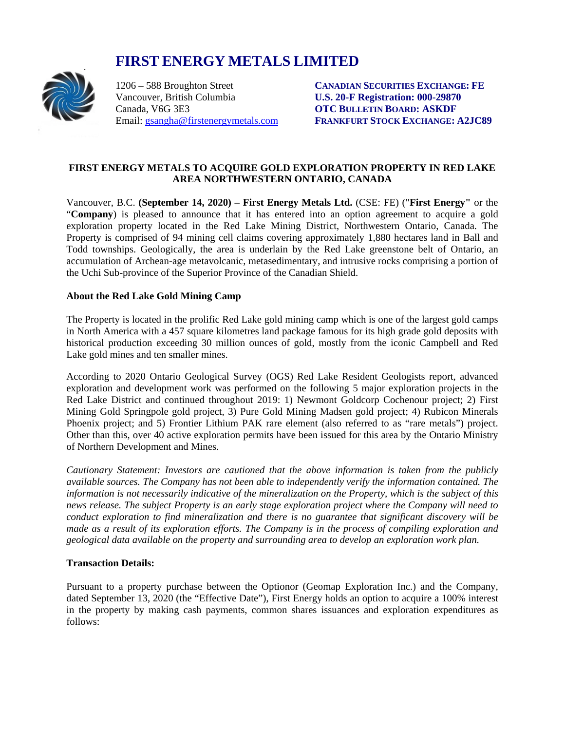# FIRST ENERGY METALS LIMITED

1206 – 588 Broughton Street
Vancouver, British Columbia
Canada, V6G 3E3
Email: gsangha@firstenergymetals.com

**CANADIAN SECURITIES EXCHANGE: FE**
**U.S. 20-F Registration: 000-29870**
**OTC BULLETIN BOARD: ASKDF**
**FRANKFURT STOCK EXCHANGE: A2JC89**

## FIRST ENERGY METALS TO ACQUIRE GOLD EXPLORATION PROPERTY IN RED LAKE AREA NORTHWESTERN ONTARIO, CANADA

Vancouver, B.C. **(September 14, 2020)** – **First Energy Metals Ltd.** (CSE: FE) ("**First Energy"** or the "**Company**) is pleased to announce that it has entered into an option agreement to acquire a gold exploration property located in the Red Lake Mining District, Northwestern Ontario, Canada. The Property is comprised of 94 mining cell claims covering approximately 1,880 hectares land in Ball and Todd townships. Geologically, the area is underlain by the Red Lake greenstone belt of Ontario, an accumulation of Archean-age metavolcanic, metasedimentary, and intrusive rocks comprising a portion of the Uchi Sub-province of the Superior Province of the Canadian Shield.

### About the Red Lake Gold Mining Camp

The Property is located in the prolific Red Lake gold mining camp which is one of the largest gold camps in North America with a 457 square kilometres land package famous for its high grade gold deposits with historical production exceeding 30 million ounces of gold, mostly from the iconic Campbell and Red Lake gold mines and ten smaller mines.

According to 2020 Ontario Geological Survey (OGS) Red Lake Resident Geologists report, advanced exploration and development work was performed on the following 5 major exploration projects in the Red Lake District and continued throughout 2019: 1) Newmont Goldcorp Cochenour project; 2) First Mining Gold Springpole gold project, 3) Pure Gold Mining Madsen gold project; 4) Rubicon Minerals Phoenix project; and 5) Frontier Lithium PAK rare element (also referred to as "rare metals") project. Other than this, over 40 active exploration permits have been issued for this area by the Ontario Ministry of Northern Development and Mines.

*Cautionary Statement: Investors are cautioned that the above information is taken from the publicly available sources. The Company has not been able to independently verify the information contained. The information is not necessarily indicative of the mineralization on the Property, which is the subject of this news release. The subject Property is an early stage exploration project where the Company will need to conduct exploration to find mineralization and there is no guarantee that significant discovery will be made as a result of its exploration efforts. The Company is in the process of compiling exploration and geological data available on the property and surrounding area to develop an exploration work plan.*

### Transaction Details:

Pursuant to a property purchase between the Optionor (Geomap Exploration Inc.) and the Company, dated September 13, 2020 (the "Effective Date"), First Energy holds an option to acquire a 100% interest in the property by making cash payments, common shares issuances and exploration expenditures as follows: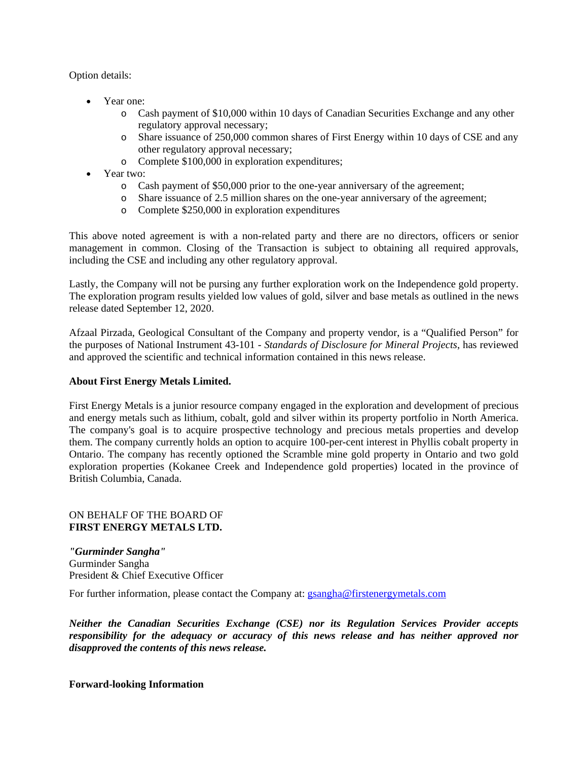Option details:

- Year one:
  - Cash payment of $10,000 within 10 days of Canadian Securities Exchange and any other regulatory approval necessary;
  - Share issuance of 250,000 common shares of First Energy within 10 days of CSE and any other regulatory approval necessary;
  - Complete $100,000 in exploration expenditures;
- Year two:
  - Cash payment of $50,000 prior to the one-year anniversary of the agreement;
  - Share issuance of 2.5 million shares on the one-year anniversary of the agreement;
  - Complete $250,000 in exploration expenditures

This above noted agreement is with a non-related party and there are no directors, officers or senior management in common. Closing of the Transaction is subject to obtaining all required approvals, including the CSE and including any other regulatory approval.

Lastly, the Company will not be pursing any further exploration work on the Independence gold property. The exploration program results yielded low values of gold, silver and base metals as outlined in the news release dated September 12, 2020.

Afzaal Pirzada, Geological Consultant of the Company and property vendor, is a "Qualified Person" for the purposes of National Instrument 43-101 - *Standards of Disclosure for Mineral Projects*, has reviewed and approved the scientific and technical information contained in this news release.

**About First Energy Metals Limited.**

First Energy Metals is a junior resource company engaged in the exploration and development of precious and energy metals such as lithium, cobalt, gold and silver within its property portfolio in North America. The company's goal is to acquire prospective technology and precious metals properties and develop them. The company currently holds an option to acquire 100-per-cent interest in Phyllis cobalt property in Ontario. The company has recently optioned the Scramble mine gold property in Ontario and two gold exploration properties (Kokanee Creek and Independence gold properties) located in the province of British Columbia, Canada.

ON BEHALF OF THE BOARD OF
**FIRST ENERGY METALS LTD.**

***"Gurminder Sangha"***
Gurminder Sangha
President & Chief Executive Officer

For further information, please contact the Company at: gsangha@firstenergymetals.com

***Neither the Canadian Securities Exchange (CSE) nor its Regulation Services Provider accepts responsibility for the adequacy or accuracy of this news release and has neither approved nor disapproved the contents of this news release.***

**Forward-looking Information**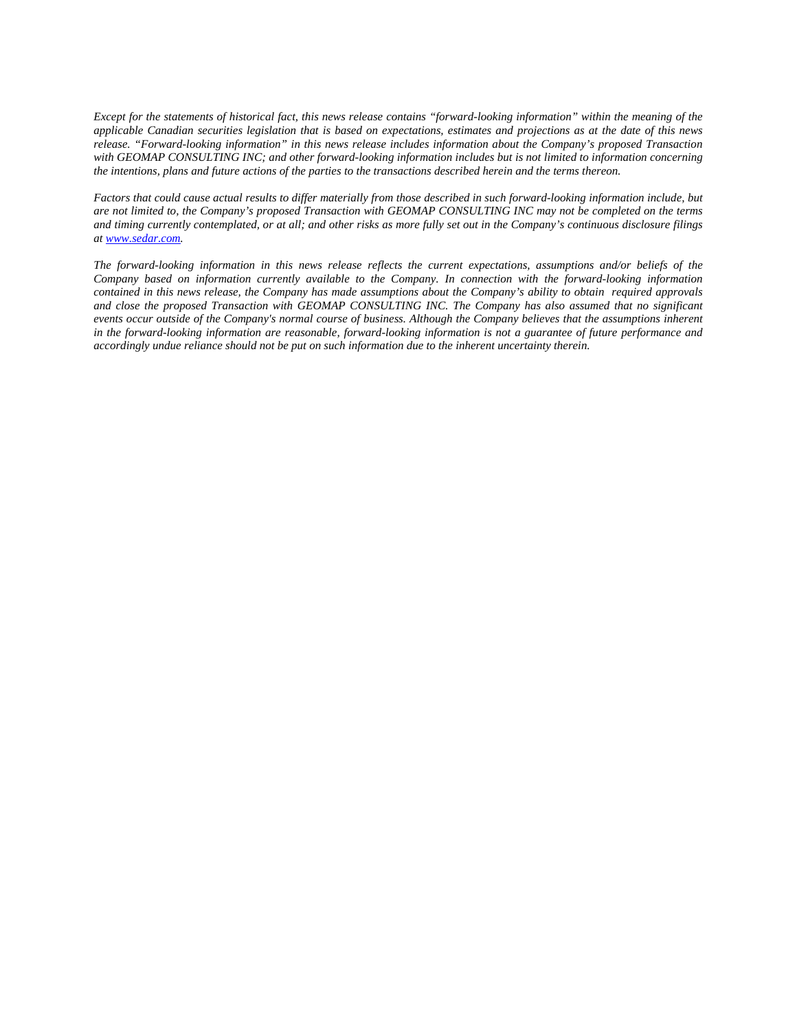*Except for the statements of historical fact, this news release contains "forward-looking information" within the meaning of the applicable Canadian securities legislation that is based on expectations, estimates and projections as at the date of this news release. "Forward-looking information" in this news release includes information about the Company's proposed Transaction with GEOMAP CONSULTING INC; and other forward-looking information includes but is not limited to information concerning the intentions, plans and future actions of the parties to the transactions described herein and the terms thereon.*

*Factors that could cause actual results to differ materially from those described in such forward-looking information include, but are not limited to, the Company's proposed Transaction with GEOMAP CONSULTING INC may not be completed on the terms and timing currently contemplated, or at all; and other risks as more fully set out in the Company's continuous disclosure filings at [www.sedar.com](http://www.sedar.com).*

*The forward-looking information in this news release reflects the current expectations, assumptions and/or beliefs of the Company based on information currently available to the Company. In connection with the forward-looking information contained in this news release, the Company has made assumptions about the Company's ability to obtain required approvals and close the proposed Transaction with GEOMAP CONSULTING INC. The Company has also assumed that no significant events occur outside of the Company's normal course of business. Although the Company believes that the assumptions inherent in the forward-looking information are reasonable, forward-looking information is not a guarantee of future performance and accordingly undue reliance should not be put on such information due to the inherent uncertainty therein.*